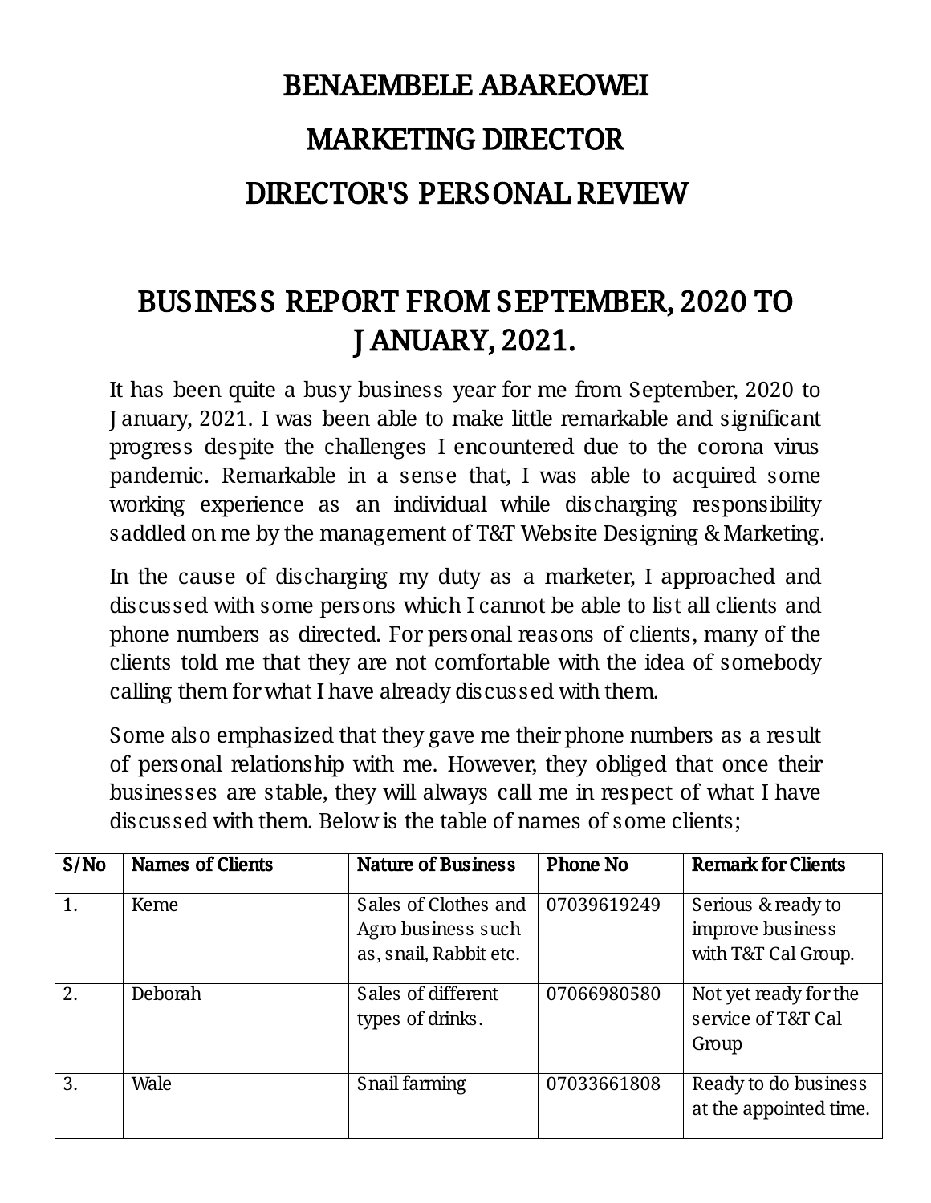# BENAEMBELE ABAREOWEI

# MARKETING DIRECTOR

# DIRECTOR'S PERSONAL REVIEW

## BUSINESS REPORT FROM SEPTEMBER, 2020 TO JANUARY, 2021.

It has been quite a busy business year for me from September, 2020 to January, 2021. I was been able to make little remarkable and significant progress despite the challenges I encountered due to the corona virus pandemic. Remarkable in a sense that, I was able to acquired some working experience as an individual while discharging responsibility saddled on me by the management of T&T Website Designing & Marketing.

In the cause of discharging my duty as a marketer, I approached and discussed with some persons which I cannot be able to list all clients and phone numbers as directed. For personal reasons of clients, many of the clients told me that they are not comfortable with the idea of somebody calling them for what I have already discussed with them.

Some also emphasized that they gave me their phone numbers as a result of personal relationship with me. However, they obliged that once their businesses are stable, they will always call me in respect of what I have discussed with them. Below is the table of names of some clients;

| S/No | Names of Clients | Nature of Business | Phone No | Remark for Clients |
|---|---|---|---|---|
| 1. | Keme | Sales of Clothes and Agro business such as, snail, Rabbit etc. | 07039619249 | Serious & ready to improve business with T&T Cal Group. |
| 2. | Deborah | Sales of different types of drinks. | 07066980580 | Not yet ready for the service of T&T Cal Group |
| 3. | Wale | Snail farming | 07033661808 | Ready to do business at the appointed time. |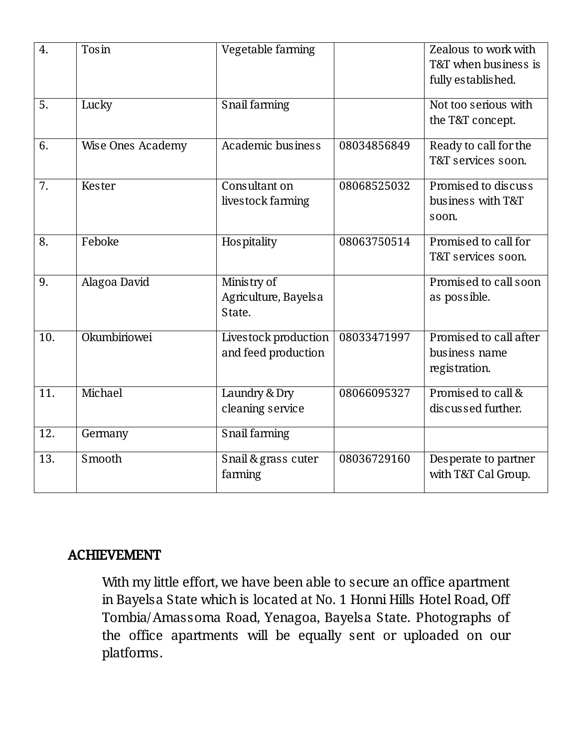| 4. | Tosin | Vegetable farming | | Zealous to work with T&T when business is fully established. |
|---|---|---|---|---|
| 5. | Lucky | Snail farming | | Not too serious with the T&T concept. |
| 6. | Wise Ones Academy | Academic business | 08034856849 | Ready to call for the T&T services soon. |
| 7. | Kester | Consultant on livestock farming | 08068525032 | Promised to discuss business with T&T soon. |
| 8. | Feboke | Hospitality | 08063750514 | Promised to call for T&T services soon. |
| 9. | Alagoa David | Ministry of Agriculture, Bayelsa State. | | Promised to call soon as possible. |
| 10. | Okumbiriowei | Livestock production and feed production | 08033471997 | Promised to call after business name registration. |
| 11. | Michael | Laundry & Dry cleaning service | 08066095327 | Promised to call & discussed further. |
| 12. | Germany | Snail farming | | |
| 13. | Smooth | Snail & grass cuter farming | 08036729160 | Desperate to partner with T&T Cal Group. |

**ACHIEVEMENT**

With my little effort, we have been able to secure an office apartment in Bayelsa State which is located at No. 1 Honni Hills Hotel Road, Off Tombia/Amassoma Road, Yenagoa, Bayelsa State. Photographs of the office apartments will be equally sent or uploaded on our platforms.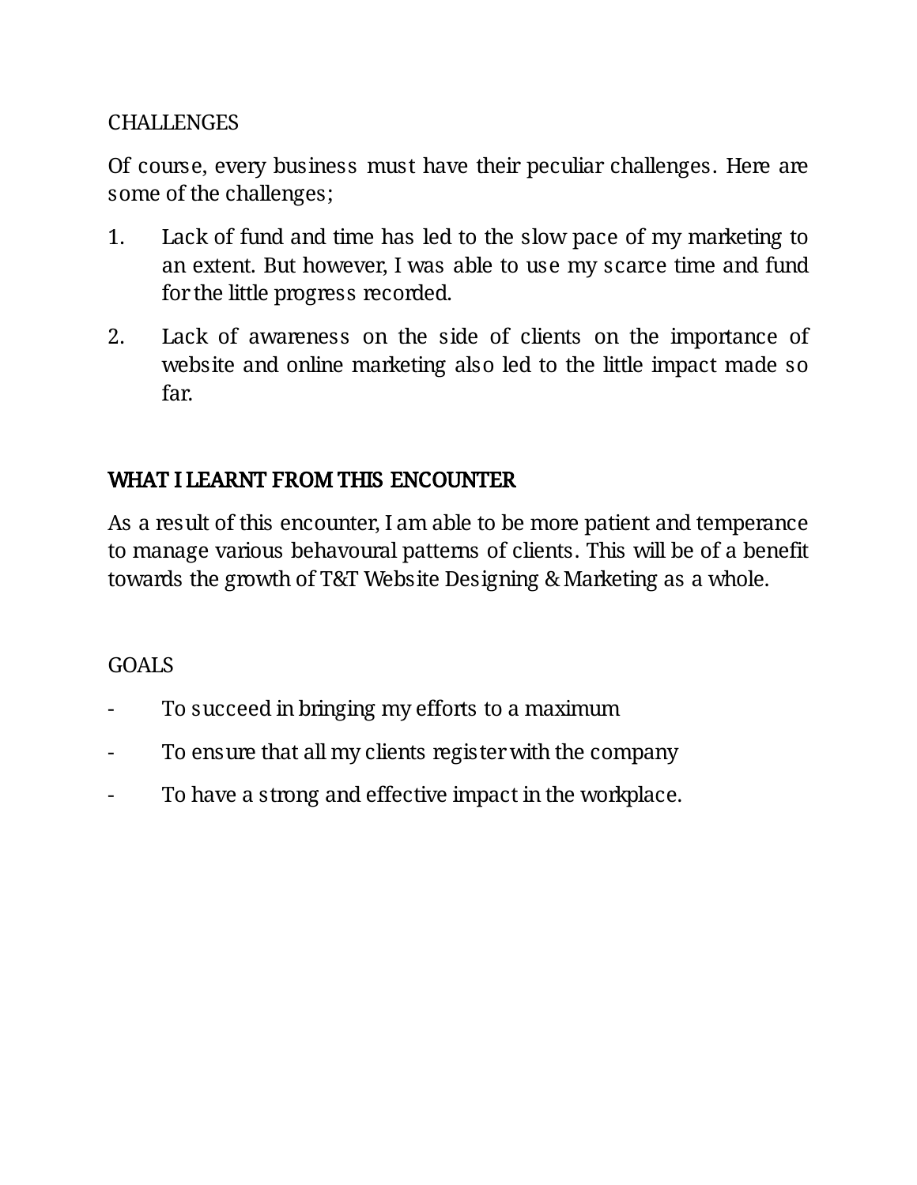## CHALLENGES

Of course, every business must have their peculiar challenges. Here are some of the challenges;

1. Lack of fund and time has led to the slow pace of my marketing to an extent. But however, I was able to use my scarce time and fund for the little progress recorded.
2. Lack of awareness on the side of clients on the importance of website and online marketing also led to the little impact made so far.

## WHAT I LEARNT FROM THIS ENCOUNTER

As a result of this encounter, I am able to be more patient and temperance to manage various behavoural patterns of clients. This will be of a benefit towards the growth of T&T Website Designing & Marketing as a whole.

## GOALS

- To succeed in bringing my efforts to a maximum
- To ensure that all my clients register with the company
- To have a strong and effective impact in the workplace.